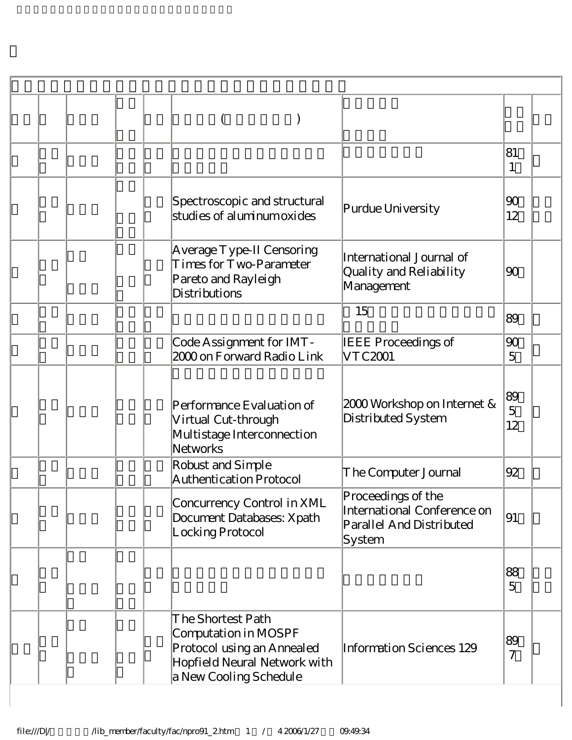| | | | | | ( ) | | | |
|---|---|---|---|---|---|---|---|---|
| | | | | | | | 81 1 | |
| | | | | | Spectroscopic and structural studies of aluminum oxides | Purdue University | 90 12 | |
| | | | | | Average Type-II Censoring Times for Two-Parameter Pareto and Rayleigh Distributions | International Journal of Quality and Reliability Management | 90 | |
| | | | | | | 15 | 89 | |
| | | | | | Code Assignment for IMT-2000 on Forward Radio Link | IEEE Proceedings of VTC2001 | 90 5 | |
| | | | | | Performance Evaluation of Virtual Cut-through Multistage Interconnection Networks | 2000 Workshop on Internet & Distributed System | 89 5 12 | |
| | | | | | Robust and Simple Authentication Protocol | The Computer Journal | 92 | |
| | | | | | Concurrency Control in XML Document Databases: Xpath Locking Protocol | Proceedings of the International Conference on Parallel And Distributed System | 91 | |
| | | | | | | | 88 5 | |
| | | | | | The Shortest Path Computation in MOSPF Protocol using an Annealed Hopfield Neural Network with a New Cooling Schedule | Information Sciences 129 | 89 7 | |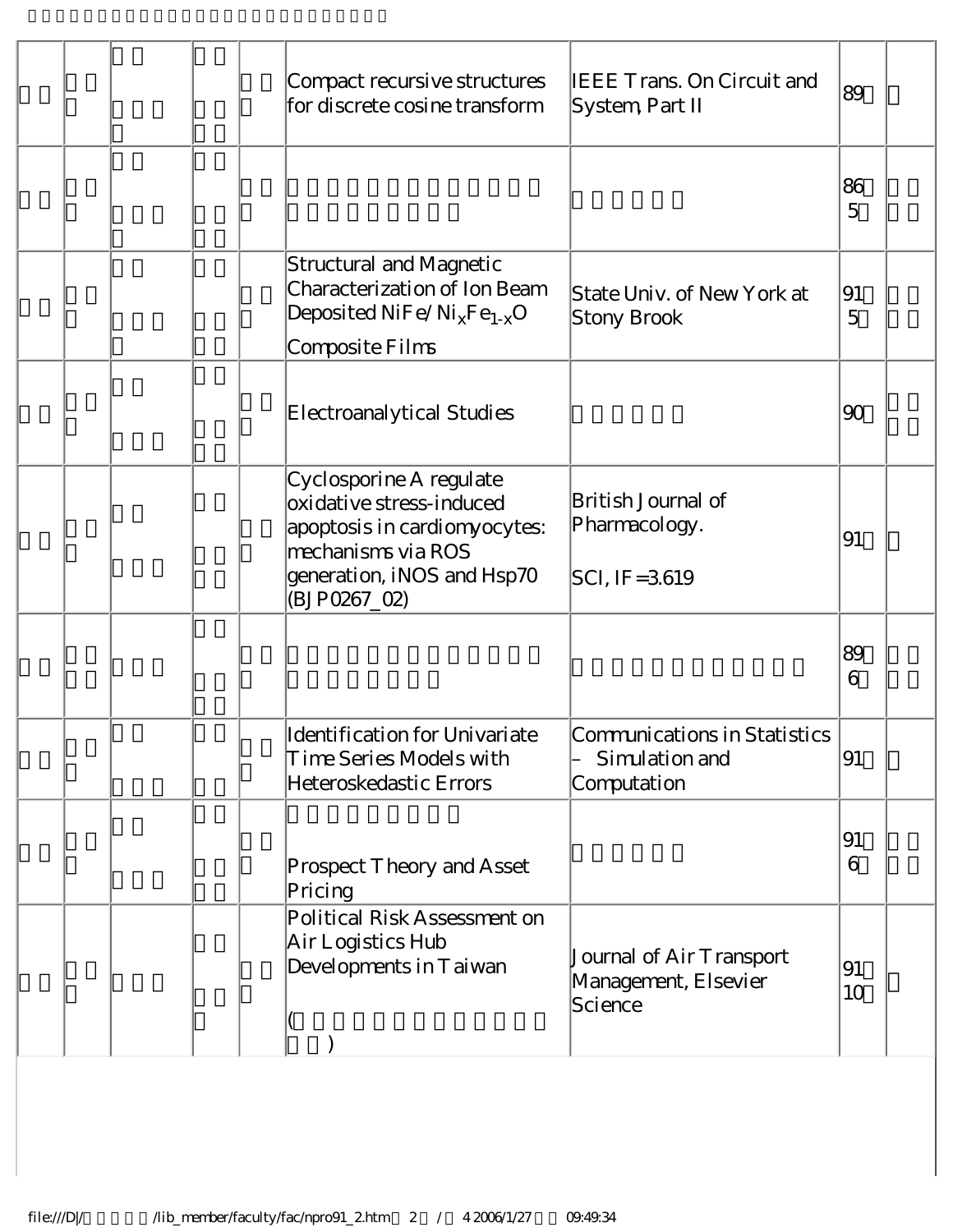| | | | | | | | | |
|---|---|---|---|---|---|---|---|---|
| | | | | | Compact recursive structures for discrete cosine transform | IEEE Trans. On Circuit and System, Part II | 89 | |
| | | | | | | | 86 5 | |
| | | | | | Structural and Magnetic Characterization of Ion Beam Deposited NiFe/$Ni_xFe_{1-x}O$ Composite Films | State Univ. of New York at Stony Brook | 91 5 | |
| | | | | | Electroanalytical Studies | | 90 | |
| | | | | | Cyclosporine A regulate oxidative stress-induced apoptosis in cardiomyocytes: mechanisms via ROS generation, iNOS and Hsp70 (BJP0267_02) | British Journal of Pharmacology. SCI, IF=3.619 | 91 | |
| | | | | | | | 89 6 | |
| | | | | | Identification for Univariate Time Series Models with Heteroskedastic Errors | Communications in Statistics – Simulation and Computation | 91 | |
| | | | | | Prospect Theory and Asset Pricing | | 91 6 | |
| | | | | | Political Risk Assessment on Air Logistics Hub Developments in Taiwan ( ) | Journal of Air Transport Management, Elsevier Science | 91 10 | |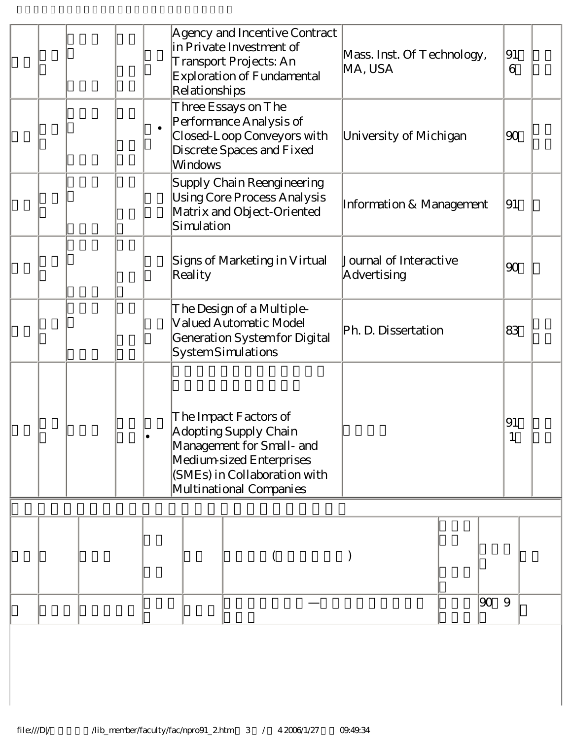| | | | | | Agency and Incentive Contract in Private Investment of Transport Projects: An Exploration of Fundamental Relationships | Mass. Inst. Of Technology, MA, USA | 91 6 | |
|---|---|---|---|---|---|---|---|---|
| | | | | • | Three Essays on The Performance Analysis of Closed-Loop Conveyors with Discrete Spaces and Fixed Windows | University of Michigan | 90 | |
| | | | | | Supply Chain Reengineering Using Core Process Analysis Matrix and Object-Oriented Simulation | Information & Management | 91 | |
| | | | | | Signs of Marketing in Virtual Reality | Journal of Interactive Advertising | 90 | |
| | | | | | The Design of a Multiple-Valued Automatic Model Generation System for Digital System Simulations | Ph. D. Dissertation | 83 | |
| | | | | • | The Impact Factors of Adopting Supply Chain Management for Small- and Medium-sized Enterprises (SMEs) in Collaboration with Multinational Companies | | 91 1 | |

| | | | | | ( ) | | | |
|---|---|---|---|---|---|---|---|---|
| | | | | | — | | 90 9 | |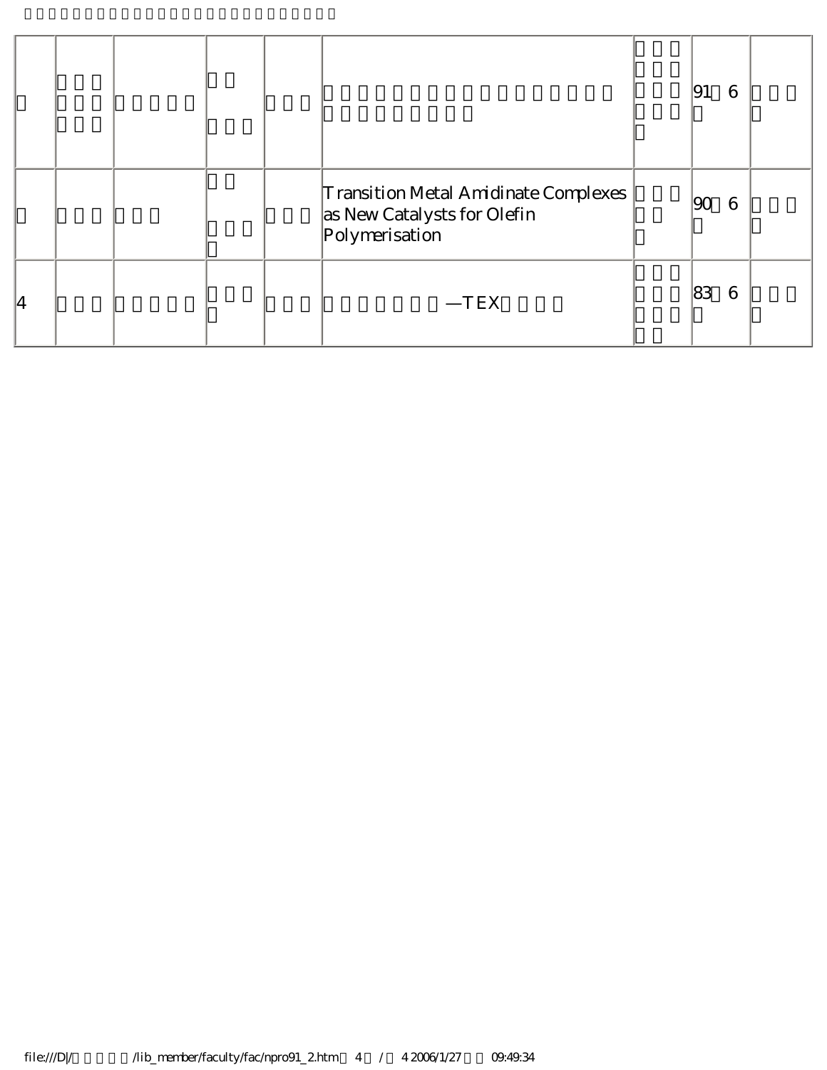| | | | | | | | | |
|---|---|---|---|---|---|---|---|---|
| | | | | | | | 91 6 | |
| | | | | | Transition Metal Amidinate Complexes as New Catalysts for Olefin Polymerisation | | 90 6 | |
| 4 | | | | | —TEX | | 83 6 | |